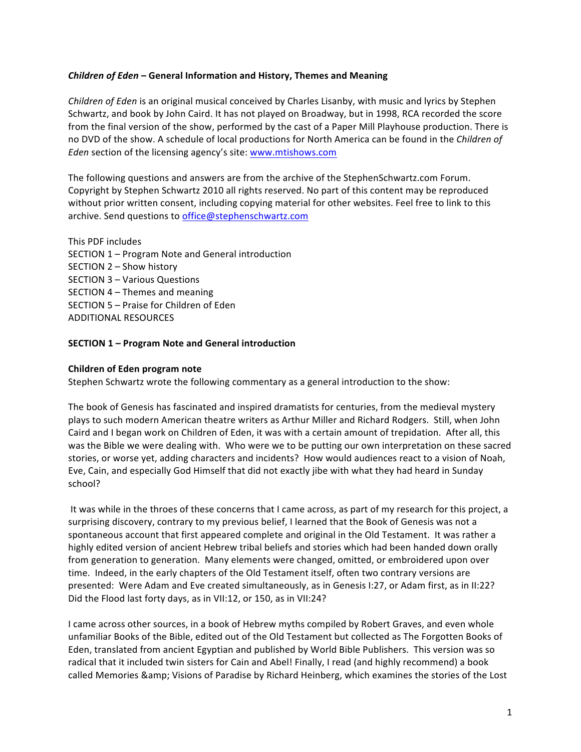### *Children of Eden* – General Information and History, Themes and Meaning

*Children of Eden* is an original musical conceived by Charles Lisanby, with music and lyrics by Stephen Schwartz, and book by John Caird. It has not played on Broadway, but in 1998, RCA recorded the score from the final version of the show, performed by the cast of a Paper Mill Playhouse production. There is no DVD of the show. A schedule of local productions for North America can be found in the *Children of Eden* section of the licensing agency's site: www.mtishows.com

The following questions and answers are from the archive of the StephenSchwartz.com Forum. Copyright by Stephen Schwartz 2010 all rights reserved. No part of this content may be reproduced without prior written consent, including copying material for other websites. Feel free to link to this archive. Send questions to office@stephenschwartz.com

This PDF includes
SECTION 1 – Program Note and General introduction
SECTION 2 – Show history
SECTION 3 – Various Questions
SECTION 4 – Themes and meaning
SECTION 5 – Praise for Children of Eden
ADDITIONAL RESOURCES

## SECTION 1 – Program Note and General introduction

**Children of Eden program note**
Stephen Schwartz wrote the following commentary as a general introduction to the show:

The book of Genesis has fascinated and inspired dramatists for centuries, from the medieval mystery plays to such modern American theatre writers as Arthur Miller and Richard Rodgers. Still, when John Caird and I began work on Children of Eden, it was with a certain amount of trepidation. After all, this was the Bible we were dealing with. Who were we to be putting our own interpretation on these sacred stories, or worse yet, adding characters and incidents? How would audiences react to a vision of Noah, Eve, Cain, and especially God Himself that did not exactly jibe with what they had heard in Sunday school?

It was while in the throes of these concerns that I came across, as part of my research for this project, a surprising discovery, contrary to my previous belief, I learned that the Book of Genesis was not a spontaneous account that first appeared complete and original in the Old Testament. It was rather a highly edited version of ancient Hebrew tribal beliefs and stories which had been handed down orally from generation to generation. Many elements were changed, omitted, or embroidered upon over time. Indeed, in the early chapters of the Old Testament itself, often two contrary versions are presented: Were Adam and Eve created simultaneously, as in Genesis I:27, or Adam first, as in II:22? Did the Flood last forty days, as in VII:12, or 150, as in VII:24?

I came across other sources, in a book of Hebrew myths compiled by Robert Graves, and even whole unfamiliar Books of the Bible, edited out of the Old Testament but collected as The Forgotten Books of Eden, translated from ancient Egyptian and published by World Bible Publishers. This version was so radical that it included twin sisters for Cain and Abel! Finally, I read (and highly recommend) a book called Memories &amp; Visions of Paradise by Richard Heinberg, which examines the stories of the Lost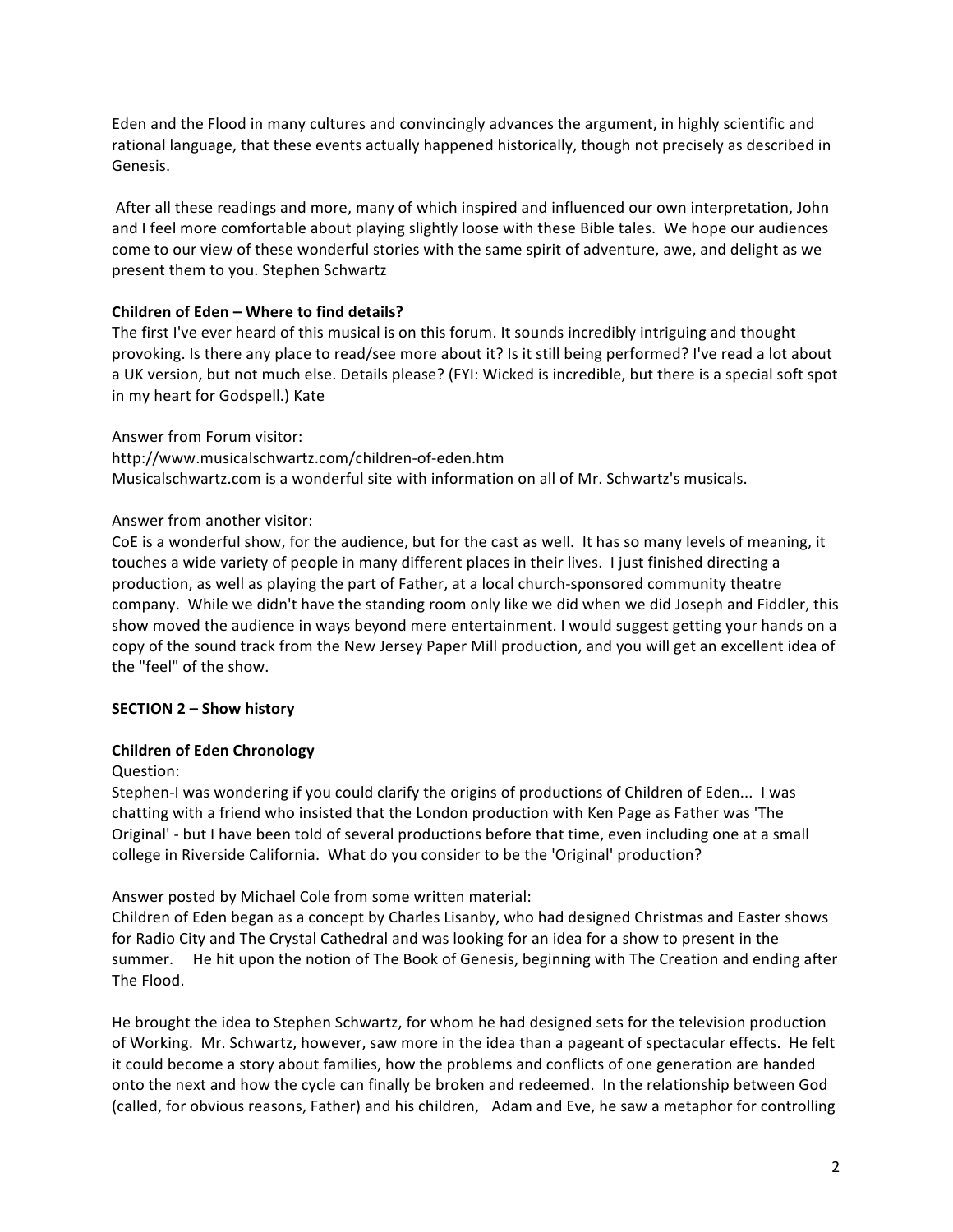Eden and the Flood in many cultures and convincingly advances the argument, in highly scientific and rational language, that these events actually happened historically, though not precisely as described in Genesis.

After all these readings and more, many of which inspired and influenced our own interpretation, John and I feel more comfortable about playing slightly loose with these Bible tales. We hope our audiences come to our view of these wonderful stories with the same spirit of adventure, awe, and delight as we present them to you. Stephen Schwartz

**Children of Eden – Where to find details?**

The first I've ever heard of this musical is on this forum. It sounds incredibly intriguing and thought provoking. Is there any place to read/see more about it? Is it still being performed? I've read a lot about a UK version, but not much else. Details please? (FYI: Wicked is incredible, but there is a special soft spot in my heart for Godspell.) Kate

Answer from Forum visitor:
http://www.musicalschwartz.com/children-of-eden.htm
Musicalschwartz.com is a wonderful site with information on all of Mr. Schwartz's musicals.

Answer from another visitor:
CoE is a wonderful show, for the audience, but for the cast as well. It has so many levels of meaning, it touches a wide variety of people in many different places in their lives. I just finished directing a production, as well as playing the part of Father, at a local church-sponsored community theatre company. While we didn't have the standing room only like we did when we did Joseph and Fiddler, this show moved the audience in ways beyond mere entertainment. I would suggest getting your hands on a copy of the sound track from the New Jersey Paper Mill production, and you will get an excellent idea of the "feel" of the show.

**SECTION 2 – Show history**

**Children of Eden Chronology**

Question:
Stephen-I was wondering if you could clarify the origins of productions of Children of Eden... I was chatting with a friend who insisted that the London production with Ken Page as Father was 'The Original' - but I have been told of several productions before that time, even including one at a small college in Riverside California. What do you consider to be the 'Original' production?

Answer posted by Michael Cole from some written material:
Children of Eden began as a concept by Charles Lisanby, who had designed Christmas and Easter shows for Radio City and The Crystal Cathedral and was looking for an idea for a show to present in the summer. He hit upon the notion of The Book of Genesis, beginning with The Creation and ending after The Flood.

He brought the idea to Stephen Schwartz, for whom he had designed sets for the television production of Working. Mr. Schwartz, however, saw more in the idea than a pageant of spectacular effects. He felt it could become a story about families, how the problems and conflicts of one generation are handed onto the next and how the cycle can finally be broken and redeemed. In the relationship between God (called, for obvious reasons, Father) and his children, Adam and Eve, he saw a metaphor for controlling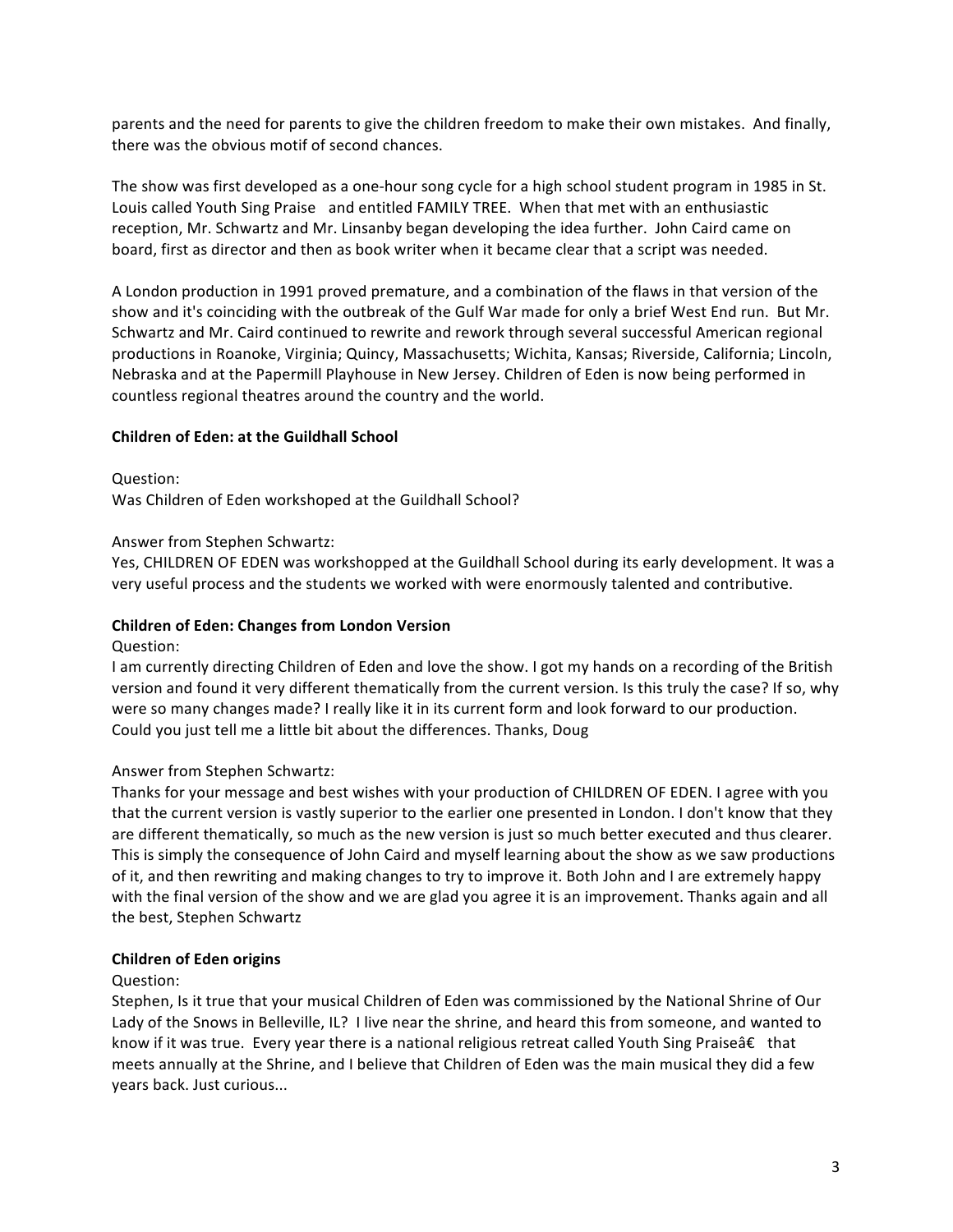parents and the need for parents to give the children freedom to make their own mistakes. And finally, there was the obvious motif of second chances.

The show was first developed as a one-hour song cycle for a high school student program in 1985 in St. Louis called Youth Sing Praise and entitled FAMILY TREE. When that met with an enthusiastic reception, Mr. Schwartz and Mr. Linsanby began developing the idea further. John Caird came on board, first as director and then as book writer when it became clear that a script was needed.

A London production in 1991 proved premature, and a combination of the flaws in that version of the show and it's coinciding with the outbreak of the Gulf War made for only a brief West End run. But Mr. Schwartz and Mr. Caird continued to rewrite and rework through several successful American regional productions in Roanoke, Virginia; Quincy, Massachusetts; Wichita, Kansas; Riverside, California; Lincoln, Nebraska and at the Papermill Playhouse in New Jersey. Children of Eden is now being performed in countless regional theatres around the country and the world.

**Children of Eden: at the Guildhall School**

Question:
Was Children of Eden workshoped at the Guildhall School?

Answer from Stephen Schwartz:
Yes, CHILDREN OF EDEN was workshopped at the Guildhall School during its early development. It was a very useful process and the students we worked with were enormously talented and contributive.

**Children of Eden: Changes from London Version**

Question:
I am currently directing Children of Eden and love the show. I got my hands on a recording of the British version and found it very different thematically from the current version. Is this truly the case? If so, why were so many changes made? I really like it in its current form and look forward to our production. Could you just tell me a little bit about the differences. Thanks, Doug

Answer from Stephen Schwartz:
Thanks for your message and best wishes with your production of CHILDREN OF EDEN. I agree with you that the current version is vastly superior to the earlier one presented in London. I don't know that they are different thematically, so much as the new version is just so much better executed and thus clearer. This is simply the consequence of John Caird and myself learning about the show as we saw productions of it, and then rewriting and making changes to try to improve it. Both John and I are extremely happy with the final version of the show and we are glad you agree it is an improvement. Thanks again and all the best, Stephen Schwartz

**Children of Eden origins**

Question:
Stephen, Is it true that your musical Children of Eden was commissioned by the National Shrine of Our Lady of the Snows in Belleville, IL? I live near the shrine, and heard this from someone, and wanted to know if it was true. Every year there is a national religious retreat called Youth Sing Praiseâ€ that meets annually at the Shrine, and I believe that Children of Eden was the main musical they did a few years back. Just curious...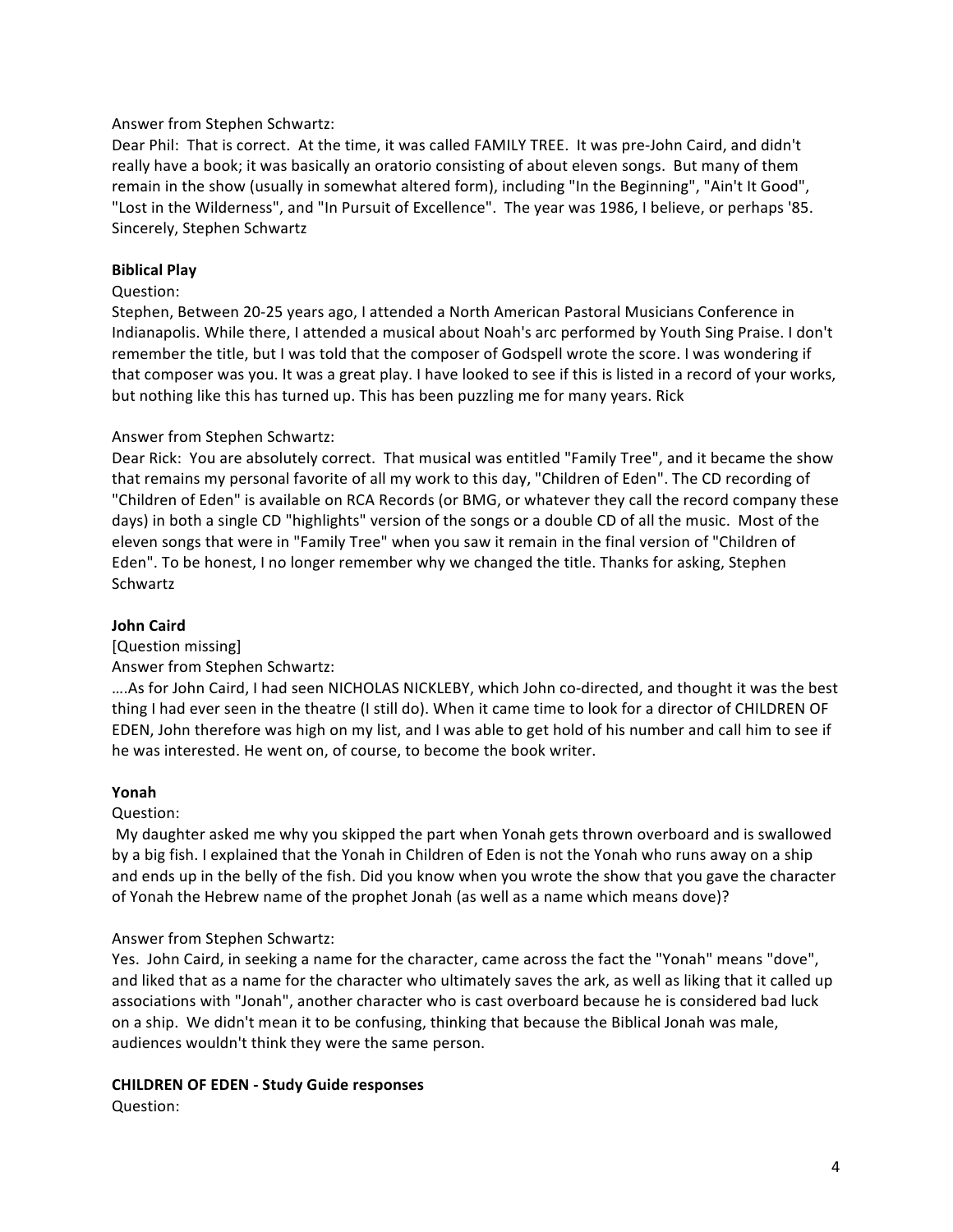Answer from Stephen Schwartz:

Dear Phil: That is correct. At the time, it was called FAMILY TREE. It was pre-John Caird, and didn't really have a book; it was basically an oratorio consisting of about eleven songs. But many of them remain in the show (usually in somewhat altered form), including "In the Beginning", "Ain't It Good", "Lost in the Wilderness", and "In Pursuit of Excellence". The year was 1986, I believe, or perhaps '85. Sincerely, Stephen Schwartz

**Biblical Play**

Question:

Stephen, Between 20-25 years ago, I attended a North American Pastoral Musicians Conference in Indianapolis. While there, I attended a musical about Noah's arc performed by Youth Sing Praise. I don't remember the title, but I was told that the composer of Godspell wrote the score. I was wondering if that composer was you. It was a great play. I have looked to see if this is listed in a record of your works, but nothing like this has turned up. This has been puzzling me for many years. Rick

Answer from Stephen Schwartz:

Dear Rick: You are absolutely correct. That musical was entitled "Family Tree", and it became the show that remains my personal favorite of all my work to this day, "Children of Eden". The CD recording of "Children of Eden" is available on RCA Records (or BMG, or whatever they call the record company these days) in both a single CD "highlights" version of the songs or a double CD of all the music. Most of the eleven songs that were in "Family Tree" when you saw it remain in the final version of "Children of Eden". To be honest, I no longer remember why we changed the title. Thanks for asking, Stephen Schwartz

**John Caird**

[Question missing]

Answer from Stephen Schwartz:

….As for John Caird, I had seen NICHOLAS NICKLEBY, which John co-directed, and thought it was the best thing I had ever seen in the theatre (I still do). When it came time to look for a director of CHILDREN OF EDEN, John therefore was high on my list, and I was able to get hold of his number and call him to see if he was interested. He went on, of course, to become the book writer.

**Yonah**

Question:

My daughter asked me why you skipped the part when Yonah gets thrown overboard and is swallowed by a big fish. I explained that the Yonah in Children of Eden is not the Yonah who runs away on a ship and ends up in the belly of the fish. Did you know when you wrote the show that you gave the character of Yonah the Hebrew name of the prophet Jonah (as well as a name which means dove)?

Answer from Stephen Schwartz:

Yes. John Caird, in seeking a name for the character, came across the fact the "Yonah" means "dove", and liked that as a name for the character who ultimately saves the ark, as well as liking that it called up associations with "Jonah", another character who is cast overboard because he is considered bad luck on a ship. We didn't mean it to be confusing, thinking that because the Biblical Jonah was male, audiences wouldn't think they were the same person.

**CHILDREN OF EDEN - Study Guide responses**

Question: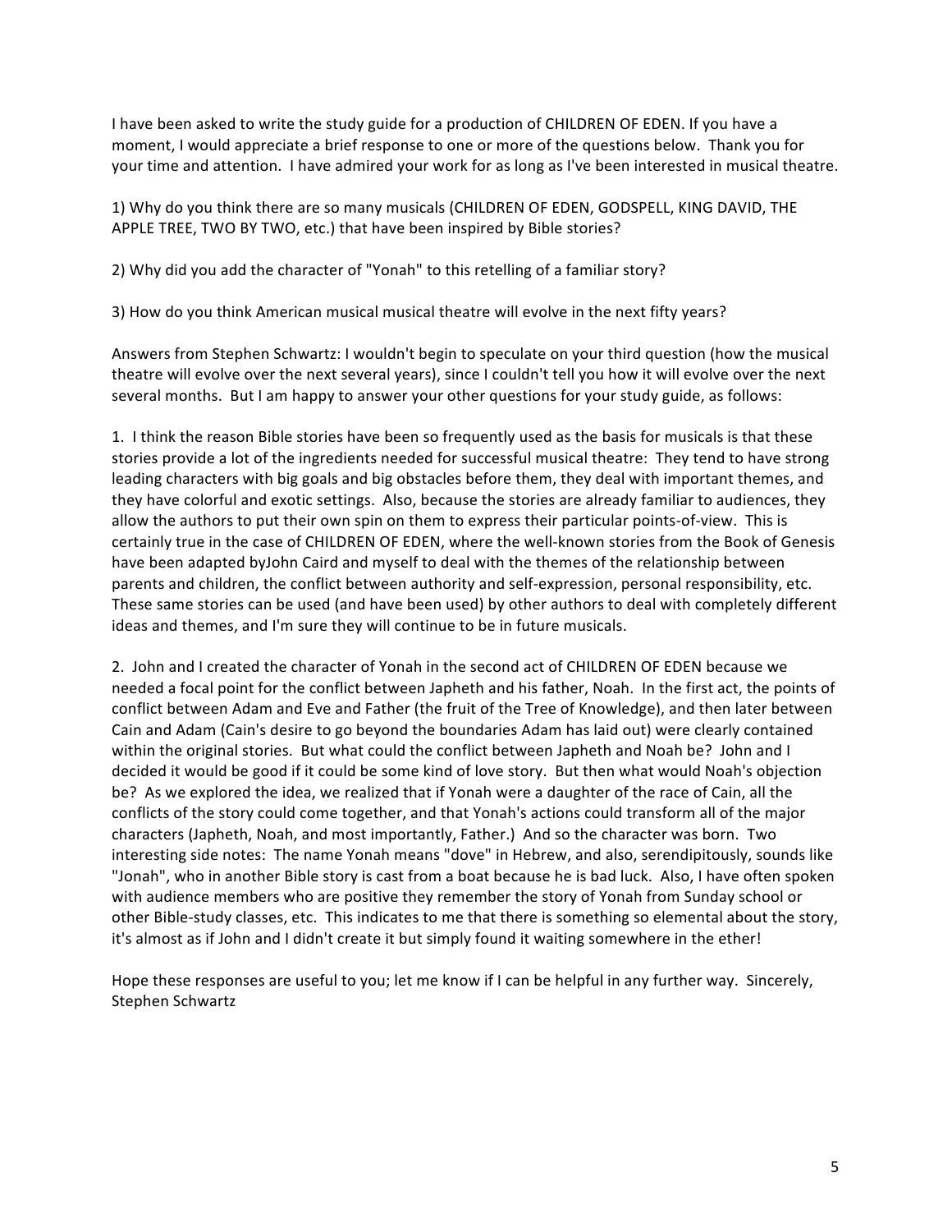I have been asked to write the study guide for a production of CHILDREN OF EDEN. If you have a moment, I would appreciate a brief response to one or more of the questions below. Thank you for your time and attention. I have admired your work for as long as I've been interested in musical theatre.

1) Why do you think there are so many musicals (CHILDREN OF EDEN, GODSPELL, KING DAVID, THE APPLE TREE, TWO BY TWO, etc.) that have been inspired by Bible stories?

2) Why did you add the character of "Yonah" to this retelling of a familiar story?

3) How do you think American musical musical theatre will evolve in the next fifty years?

Answers from Stephen Schwartz: I wouldn't begin to speculate on your third question (how the musical theatre will evolve over the next several years), since I couldn't tell you how it will evolve over the next several months. But I am happy to answer your other questions for your study guide, as follows:

1. I think the reason Bible stories have been so frequently used as the basis for musicals is that these stories provide a lot of the ingredients needed for successful musical theatre: They tend to have strong leading characters with big goals and big obstacles before them, they deal with important themes, and they have colorful and exotic settings. Also, because the stories are already familiar to audiences, they allow the authors to put their own spin on them to express their particular points-of-view. This is certainly true in the case of CHILDREN OF EDEN, where the well-known stories from the Book of Genesis have been adapted byJohn Caird and myself to deal with the themes of the relationship between parents and children, the conflict between authority and self-expression, personal responsibility, etc. These same stories can be used (and have been used) by other authors to deal with completely different ideas and themes, and I'm sure they will continue to be in future musicals.

2. John and I created the character of Yonah in the second act of CHILDREN OF EDEN because we needed a focal point for the conflict between Japheth and his father, Noah. In the first act, the points of conflict between Adam and Eve and Father (the fruit of the Tree of Knowledge), and then later between Cain and Adam (Cain's desire to go beyond the boundaries Adam has laid out) were clearly contained within the original stories. But what could the conflict between Japheth and Noah be? John and I decided it would be good if it could be some kind of love story. But then what would Noah's objection be? As we explored the idea, we realized that if Yonah were a daughter of the race of Cain, all the conflicts of the story could come together, and that Yonah's actions could transform all of the major characters (Japheth, Noah, and most importantly, Father.) And so the character was born. Two interesting side notes: The name Yonah means "dove" in Hebrew, and also, serendipitously, sounds like "Jonah", who in another Bible story is cast from a boat because he is bad luck. Also, I have often spoken with audience members who are positive they remember the story of Yonah from Sunday school or other Bible-study classes, etc. This indicates to me that there is something so elemental about the story, it's almost as if John and I didn't create it but simply found it waiting somewhere in the ether!

Hope these responses are useful to you; let me know if I can be helpful in any further way. Sincerely,
Stephen Schwartz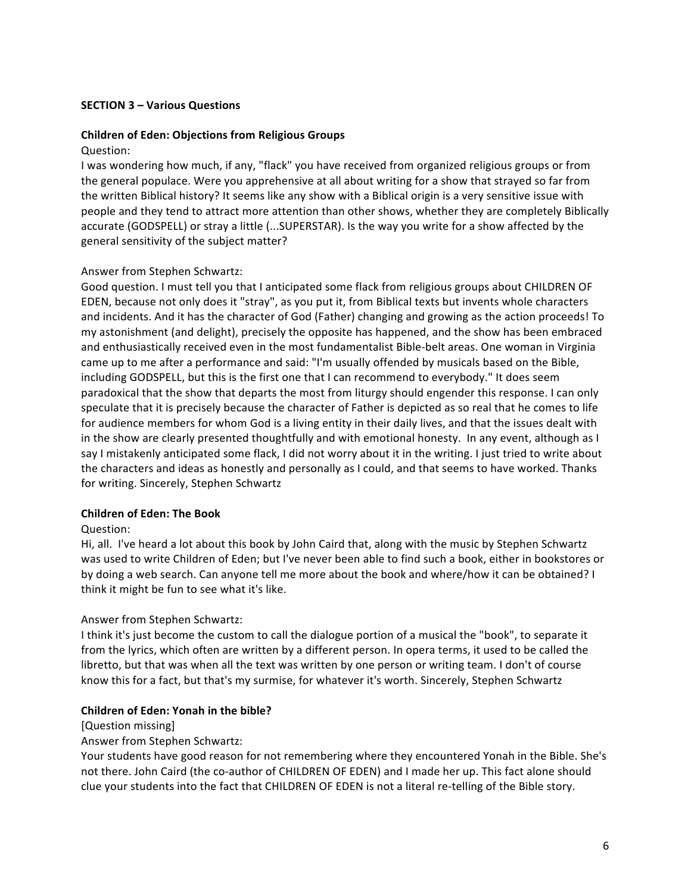**SECTION 3 – Various Questions**

**Children of Eden: Objections from Religious Groups**

Question:
I was wondering how much, if any, "flack" you have received from organized religious groups or from the general populace. Were you apprehensive at all about writing for a show that strayed so far from the written Biblical history? It seems like any show with a Biblical origin is a very sensitive issue with people and they tend to attract more attention than other shows, whether they are completely Biblically accurate (GODSPELL) or stray a little (...SUPERSTAR). Is the way you write for a show affected by the general sensitivity of the subject matter?

Answer from Stephen Schwartz:
Good question. I must tell you that I anticipated some flack from religious groups about CHILDREN OF EDEN, because not only does it "stray", as you put it, from Biblical texts but invents whole characters and incidents. And it has the character of God (Father) changing and growing as the action proceeds! To my astonishment (and delight), precisely the opposite has happened, and the show has been embraced and enthusiastically received even in the most fundamentalist Bible-belt areas. One woman in Virginia came up to me after a performance and said: "I'm usually offended by musicals based on the Bible, including GODSPELL, but this is the first one that I can recommend to everybody." It does seem paradoxical that the show that departs the most from liturgy should engender this response. I can only speculate that it is precisely because the character of Father is depicted as so real that he comes to life for audience members for whom God is a living entity in their daily lives, and that the issues dealt with in the show are clearly presented thoughtfully and with emotional honesty. In any event, although as I say I mistakenly anticipated some flack, I did not worry about it in the writing. I just tried to write about the characters and ideas as honestly and personally as I could, and that seems to have worked. Thanks for writing. Sincerely, Stephen Schwartz

**Children of Eden: The Book**

Question:
Hi, all. I've heard a lot about this book by John Caird that, along with the music by Stephen Schwartz was used to write Children of Eden; but I've never been able to find such a book, either in bookstores or by doing a web search. Can anyone tell me more about the book and where/how it can be obtained? I think it might be fun to see what it's like.

Answer from Stephen Schwartz:
I think it's just become the custom to call the dialogue portion of a musical the "book", to separate it from the lyrics, which often are written by a different person. In opera terms, it used to be called the libretto, but that was when all the text was written by one person or writing team. I don't of course know this for a fact, but that's my surmise, for whatever it's worth. Sincerely, Stephen Schwartz

**Children of Eden: Yonah in the bible?**

[Question missing]

Answer from Stephen Schwartz:
Your students have good reason for not remembering where they encountered Yonah in the Bible. She's not there. John Caird (the co-author of CHILDREN OF EDEN) and I made her up. This fact alone should clue your students into the fact that CHILDREN OF EDEN is not a literal re-telling of the Bible story.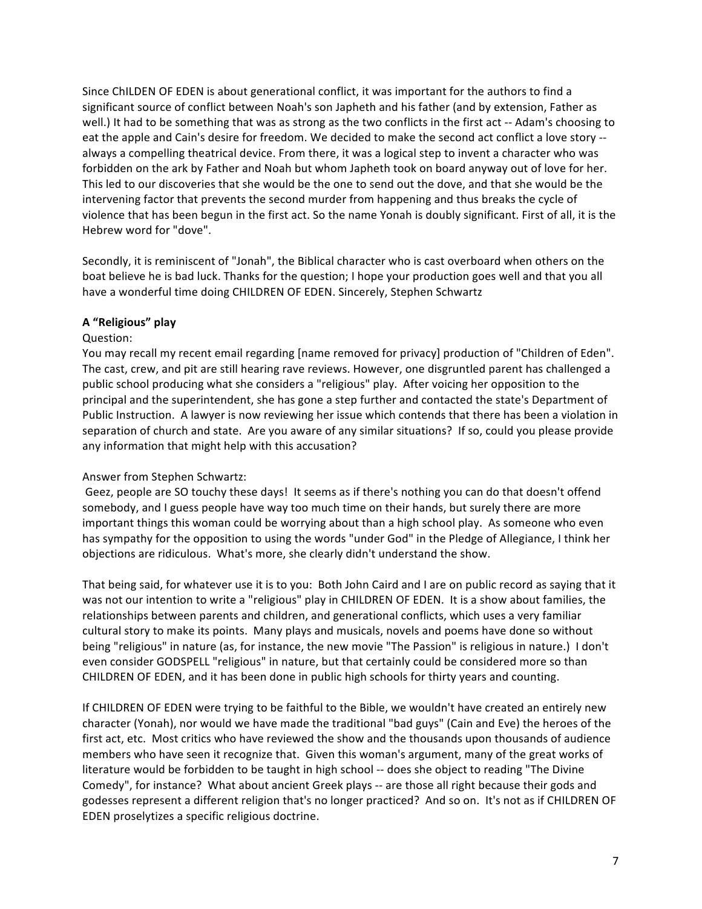Since ChILDEN OF EDEN is about generational conflict, it was important for the authors to find a significant source of conflict between Noah's son Japheth and his father (and by extension, Father as well.) It had to be something that was as strong as the two conflicts in the first act -- Adam's choosing to eat the apple and Cain's desire for freedom. We decided to make the second act conflict a love story -- always a compelling theatrical device. From there, it was a logical step to invent a character who was forbidden on the ark by Father and Noah but whom Japheth took on board anyway out of love for her. This led to our discoveries that she would be the one to send out the dove, and that she would be the intervening factor that prevents the second murder from happening and thus breaks the cycle of violence that has been begun in the first act. So the name Yonah is doubly significant. First of all, it is the Hebrew word for "dove".

Secondly, it is reminiscent of "Jonah", the Biblical character who is cast overboard when others on the boat believe he is bad luck. Thanks for the question; I hope your production goes well and that you all have a wonderful time doing CHILDREN OF EDEN. Sincerely, Stephen Schwartz

**A "Religious" play**

Question:
You may recall my recent email regarding [name removed for privacy] production of "Children of Eden". The cast, crew, and pit are still hearing rave reviews. However, one disgruntled parent has challenged a public school producing what she considers a "religious" play. After voicing her opposition to the principal and the superintendent, she has gone a step further and contacted the state's Department of Public Instruction. A lawyer is now reviewing her issue which contends that there has been a violation in separation of church and state. Are you aware of any similar situations? If so, could you please provide any information that might help with this accusation?

Answer from Stephen Schwartz:
Geez, people are SO touchy these days! It seems as if there's nothing you can do that doesn't offend somebody, and I guess people have way too much time on their hands, but surely there are more important things this woman could be worrying about than a high school play. As someone who even has sympathy for the opposition to using the words "under God" in the Pledge of Allegiance, I think her objections are ridiculous. What's more, she clearly didn't understand the show.

That being said, for whatever use it is to you: Both John Caird and I are on public record as saying that it was not our intention to write a "religious" play in CHILDREN OF EDEN. It is a show about families, the relationships between parents and children, and generational conflicts, which uses a very familiar cultural story to make its points. Many plays and musicals, novels and poems have done so without being "religious" in nature (as, for instance, the new movie "The Passion" is religious in nature.) I don't even consider GODSPELL "religious" in nature, but that certainly could be considered more so than CHILDREN OF EDEN, and it has been done in public high schools for thirty years and counting.

If CHILDREN OF EDEN were trying to be faithful to the Bible, we wouldn't have created an entirely new character (Yonah), nor would we have made the traditional "bad guys" (Cain and Eve) the heroes of the first act, etc. Most critics who have reviewed the show and the thousands upon thousands of audience members who have seen it recognize that. Given this woman's argument, many of the great works of literature would be forbidden to be taught in high school -- does she object to reading "The Divine Comedy", for instance? What about ancient Greek plays -- are those all right because their gods and godesses represent a different religion that's no longer practiced? And so on. It's not as if CHILDREN OF EDEN proselytizes a specific religious doctrine.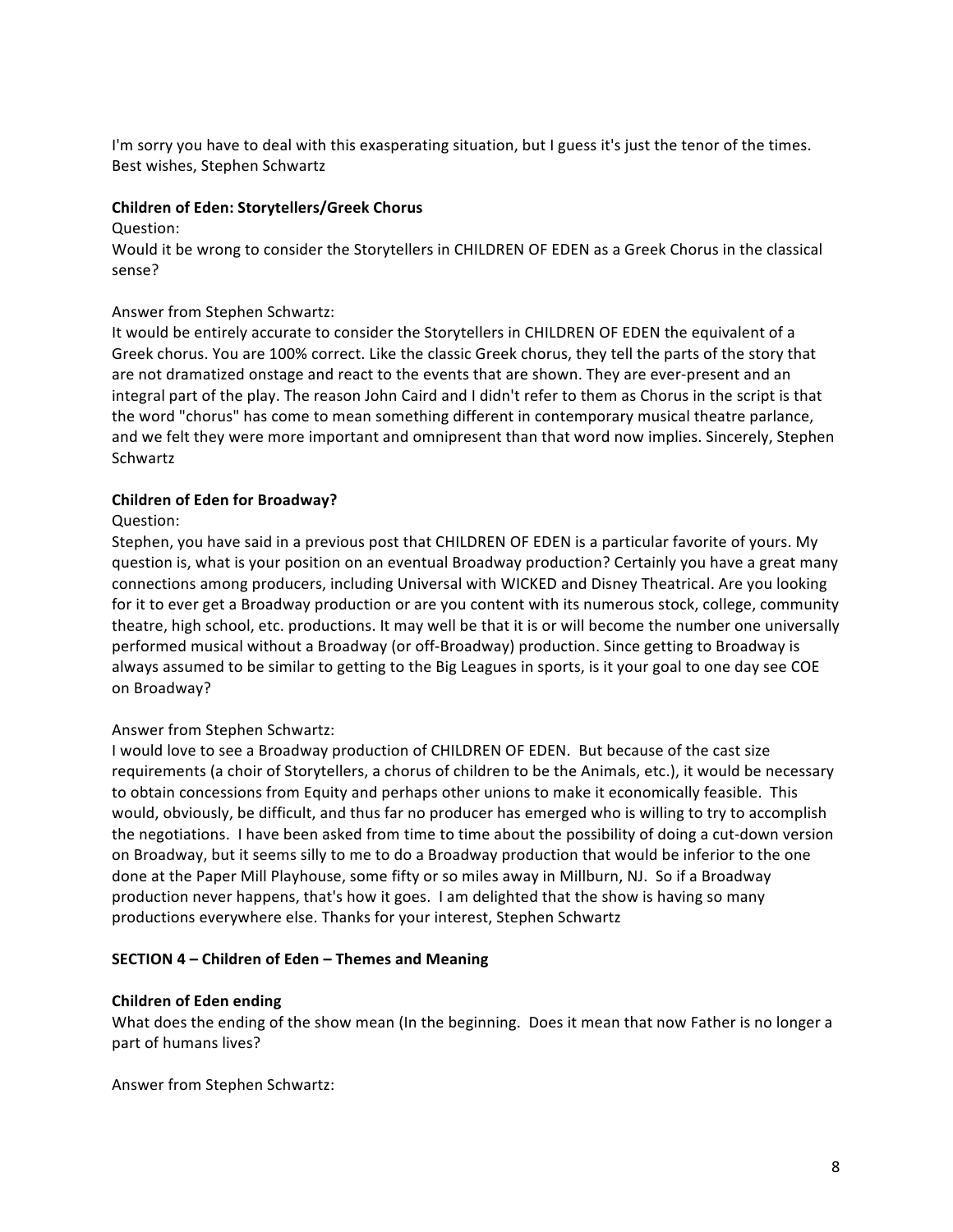I'm sorry you have to deal with this exasperating situation, but I guess it's just the tenor of the times. Best wishes, Stephen Schwartz

**Children of Eden: Storytellers/Greek Chorus**

Question:
Would it be wrong to consider the Storytellers in CHILDREN OF EDEN as a Greek Chorus in the classical sense?

Answer from Stephen Schwartz:
It would be entirely accurate to consider the Storytellers in CHILDREN OF EDEN the equivalent of a Greek chorus. You are 100% correct. Like the classic Greek chorus, they tell the parts of the story that are not dramatized onstage and react to the events that are shown. They are ever-present and an integral part of the play. The reason John Caird and I didn't refer to them as Chorus in the script is that the word "chorus" has come to mean something different in contemporary musical theatre parlance, and we felt they were more important and omnipresent than that word now implies. Sincerely, Stephen Schwartz

**Children of Eden for Broadway?**

Question:
Stephen, you have said in a previous post that CHILDREN OF EDEN is a particular favorite of yours. My question is, what is your position on an eventual Broadway production? Certainly you have a great many connections among producers, including Universal with WICKED and Disney Theatrical. Are you looking for it to ever get a Broadway production or are you content with its numerous stock, college, community theatre, high school, etc. productions. It may well be that it is or will become the number one universally performed musical without a Broadway (or off-Broadway) production. Since getting to Broadway is always assumed to be similar to getting to the Big Leagues in sports, is it your goal to one day see COE on Broadway?

Answer from Stephen Schwartz:
I would love to see a Broadway production of CHILDREN OF EDEN. But because of the cast size requirements (a choir of Storytellers, a chorus of children to be the Animals, etc.), it would be necessary to obtain concessions from Equity and perhaps other unions to make it economically feasible. This would, obviously, be difficult, and thus far no producer has emerged who is willing to try to accomplish the negotiations. I have been asked from time to time about the possibility of doing a cut-down version on Broadway, but it seems silly to me to do a Broadway production that would be inferior to the one done at the Paper Mill Playhouse, some fifty or so miles away in Millburn, NJ. So if a Broadway production never happens, that's how it goes. I am delighted that the show is having so many productions everywhere else. Thanks for your interest, Stephen Schwartz

**SECTION 4 – Children of Eden – Themes and Meaning**

**Children of Eden ending**

What does the ending of the show mean (In the beginning. Does it mean that now Father is no longer a part of humans lives?

Answer from Stephen Schwartz: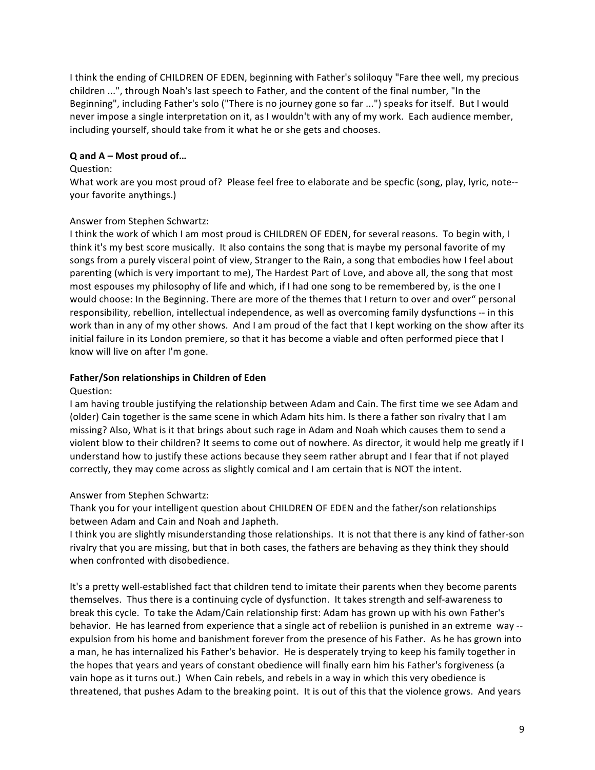I think the ending of CHILDREN OF EDEN, beginning with Father's soliloquy "Fare thee well, my precious children ...", through Noah's last speech to Father, and the content of the final number, "In the Beginning", including Father's solo ("There is no journey gone so far ...") speaks for itself. But I would never impose a single interpretation on it, as I wouldn't with any of my work. Each audience member, including yourself, should take from it what he or she gets and chooses.

**Q and A – Most proud of…**

Question:
What work are you most proud of? Please feel free to elaborate and be specfic (song, play, lyric, note--your favorite anythings.)

Answer from Stephen Schwartz:
I think the work of which I am most proud is CHILDREN OF EDEN, for several reasons. To begin with, I think it's my best score musically. It also contains the song that is maybe my personal favorite of my songs from a purely visceral point of view, Stranger to the Rain, a song that embodies how I feel about parenting (which is very important to me), The Hardest Part of Love, and above all, the song that most most espouses my philosophy of life and which, if I had one song to be remembered by, is the one I would choose: In the Beginning. There are more of the themes that I return to over and over" personal responsibility, rebellion, intellectual independence, as well as overcoming family dysfunctions -- in this work than in any of my other shows. And I am proud of the fact that I kept working on the show after its initial failure in its London premiere, so that it has become a viable and often performed piece that I know will live on after I'm gone.

**Father/Son relationships in Children of Eden**

Question:
I am having trouble justifying the relationship between Adam and Cain. The first time we see Adam and (older) Cain together is the same scene in which Adam hits him. Is there a father son rivalry that I am missing? Also, What is it that brings about such rage in Adam and Noah which causes them to send a violent blow to their children? It seems to come out of nowhere. As director, it would help me greatly if I understand how to justify these actions because they seem rather abrupt and I fear that if not played correctly, they may come across as slightly comical and I am certain that is NOT the intent.

Answer from Stephen Schwartz:
Thank you for your intelligent question about CHILDREN OF EDEN and the father/son relationships between Adam and Cain and Noah and Japheth.
I think you are slightly misunderstanding those relationships. It is not that there is any kind of father-son rivalry that you are missing, but that in both cases, the fathers are behaving as they think they should when confronted with disobedience.

It's a pretty well-established fact that children tend to imitate their parents when they become parents themselves. Thus there is a continuing cycle of dysfunction. It takes strength and self-awareness to break this cycle. To take the Adam/Cain relationship first: Adam has grown up with his own Father's behavior. He has learned from experience that a single act of rebeliion is punished in an extreme way -- expulsion from his home and banishment forever from the presence of his Father. As he has grown into a man, he has internalized his Father's behavior. He is desperately trying to keep his family together in the hopes that years and years of constant obedience will finally earn him his Father's forgiveness (a vain hope as it turns out.) When Cain rebels, and rebels in a way in which this very obedience is threatened, that pushes Adam to the breaking point. It is out of this that the violence grows. And years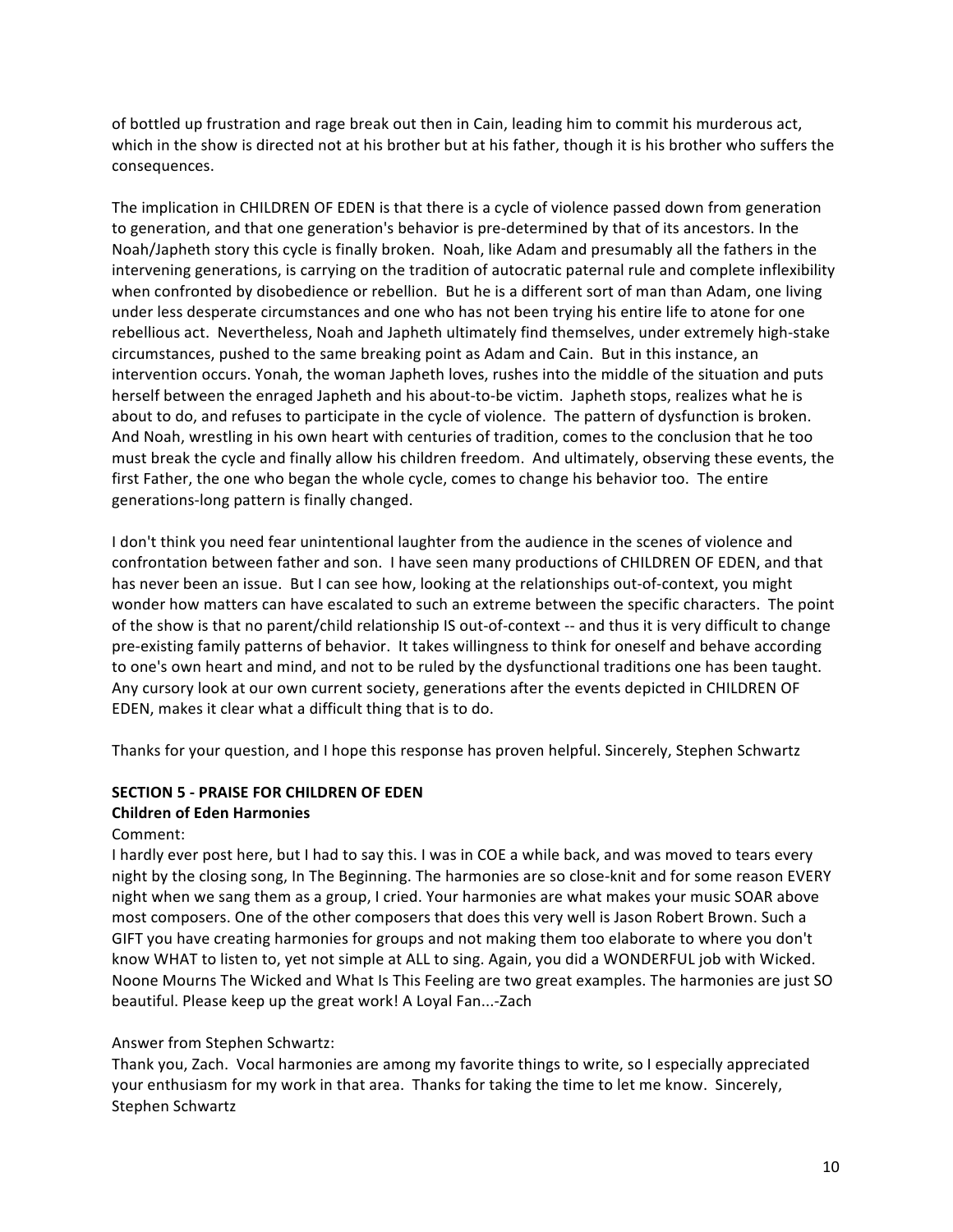of bottled up frustration and rage break out then in Cain, leading him to commit his murderous act, which in the show is directed not at his brother but at his father, though it is his brother who suffers the consequences.

The implication in CHILDREN OF EDEN is that there is a cycle of violence passed down from generation to generation, and that one generation's behavior is pre-determined by that of its ancestors. In the Noah/Japheth story this cycle is finally broken. Noah, like Adam and presumably all the fathers in the intervening generations, is carrying on the tradition of autocratic paternal rule and complete inflexibility when confronted by disobedience or rebellion. But he is a different sort of man than Adam, one living under less desperate circumstances and one who has not been trying his entire life to atone for one rebellious act. Nevertheless, Noah and Japheth ultimately find themselves, under extremely high-stake circumstances, pushed to the same breaking point as Adam and Cain. But in this instance, an intervention occurs. Yonah, the woman Japheth loves, rushes into the middle of the situation and puts herself between the enraged Japheth and his about-to-be victim. Japheth stops, realizes what he is about to do, and refuses to participate in the cycle of violence. The pattern of dysfunction is broken. And Noah, wrestling in his own heart with centuries of tradition, comes to the conclusion that he too must break the cycle and finally allow his children freedom. And ultimately, observing these events, the first Father, the one who began the whole cycle, comes to change his behavior too. The entire generations-long pattern is finally changed.

I don't think you need fear unintentional laughter from the audience in the scenes of violence and confrontation between father and son. I have seen many productions of CHILDREN OF EDEN, and that has never been an issue. But I can see how, looking at the relationships out-of-context, you might wonder how matters can have escalated to such an extreme between the specific characters. The point of the show is that no parent/child relationship IS out-of-context -- and thus it is very difficult to change pre-existing family patterns of behavior. It takes willingness to think for oneself and behave according to one's own heart and mind, and not to be ruled by the dysfunctional traditions one has been taught. Any cursory look at our own current society, generations after the events depicted in CHILDREN OF EDEN, makes it clear what a difficult thing that is to do.

Thanks for your question, and I hope this response has proven helpful. Sincerely, Stephen Schwartz

## SECTION 5 - PRAISE FOR CHILDREN OF EDEN

### Children of Eden Harmonies

Comment:
I hardly ever post here, but I had to say this. I was in COE a while back, and was moved to tears every night by the closing song, In The Beginning. The harmonies are so close-knit and for some reason EVERY night when we sang them as a group, I cried. Your harmonies are what makes your music SOAR above most composers. One of the other composers that does this very well is Jason Robert Brown. Such a GIFT you have creating harmonies for groups and not making them too elaborate to where you don't know WHAT to listen to, yet not simple at ALL to sing. Again, you did a WONDERFUL job with Wicked. Noone Mourns The Wicked and What Is This Feeling are two great examples. The harmonies are just SO beautiful. Please keep up the great work! A Loyal Fan...-Zach

Answer from Stephen Schwartz:
Thank you, Zach. Vocal harmonies are among my favorite things to write, so I especially appreciated your enthusiasm for my work in that area. Thanks for taking the time to let me know. Sincerely, Stephen Schwartz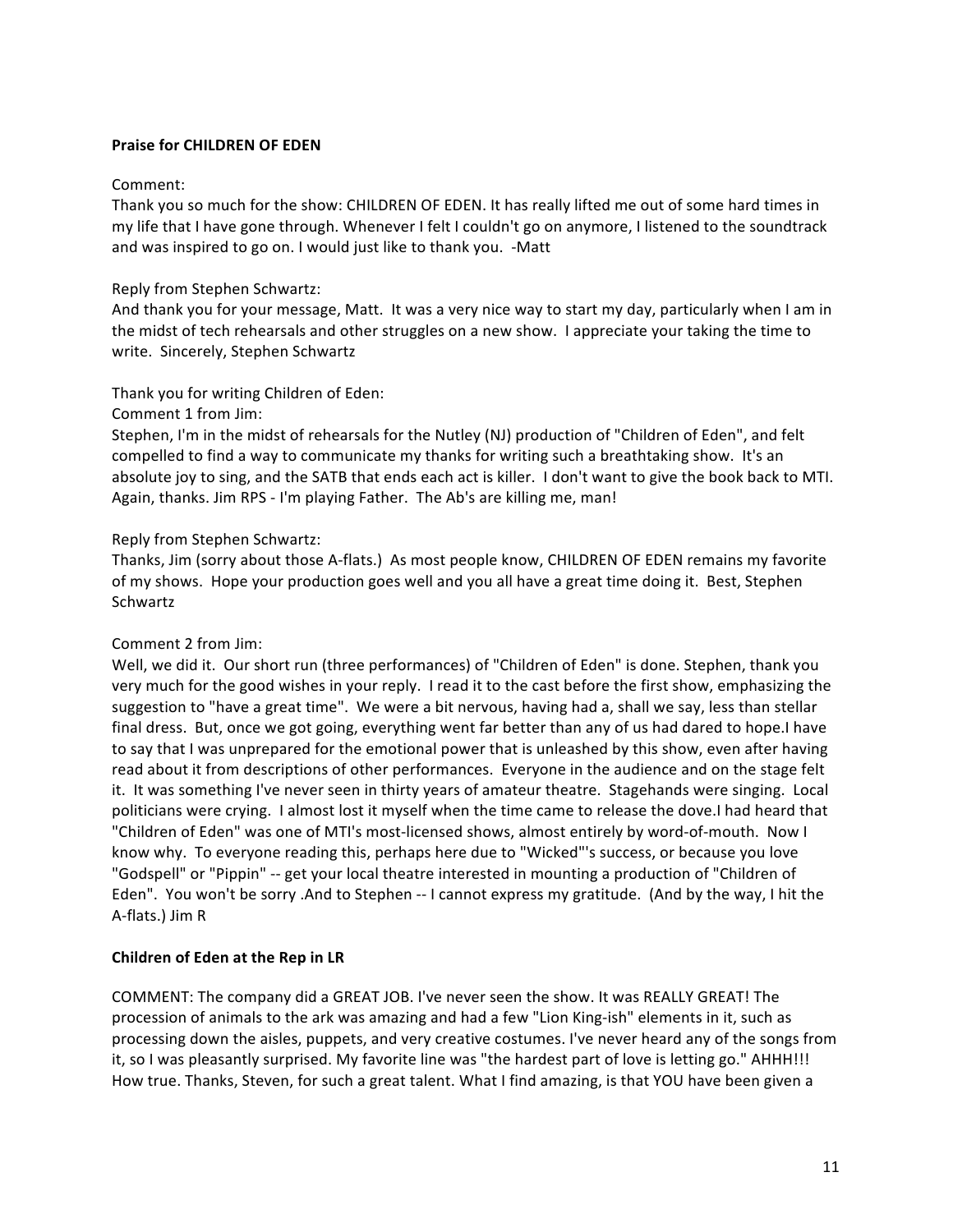**Praise for CHILDREN OF EDEN**

Comment:
Thank you so much for the show: CHILDREN OF EDEN. It has really lifted me out of some hard times in my life that I have gone through. Whenever I felt I couldn't go on anymore, I listened to the soundtrack and was inspired to go on. I would just like to thank you. -Matt

Reply from Stephen Schwartz:
And thank you for your message, Matt. It was a very nice way to start my day, particularly when I am in the midst of tech rehearsals and other struggles on a new show. I appreciate your taking the time to write. Sincerely, Stephen Schwartz

Thank you for writing Children of Eden:
Comment 1 from Jim:
Stephen, I'm in the midst of rehearsals for the Nutley (NJ) production of "Children of Eden", and felt compelled to find a way to communicate my thanks for writing such a breathtaking show. It's an absolute joy to sing, and the SATB that ends each act is killer. I don't want to give the book back to MTI. Again, thanks. Jim RPS - I'm playing Father. The Ab's are killing me, man!

Reply from Stephen Schwartz:
Thanks, Jim (sorry about those A-flats.) As most people know, CHILDREN OF EDEN remains my favorite of my shows. Hope your production goes well and you all have a great time doing it. Best, Stephen Schwartz

Comment 2 from Jim:
Well, we did it. Our short run (three performances) of "Children of Eden" is done. Stephen, thank you very much for the good wishes in your reply. I read it to the cast before the first show, emphasizing the suggestion to "have a great time". We were a bit nervous, having had a, shall we say, less than stellar final dress. But, once we got going, everything went far better than any of us had dared to hope.I have to say that I was unprepared for the emotional power that is unleashed by this show, even after having read about it from descriptions of other performances. Everyone in the audience and on the stage felt it. It was something I've never seen in thirty years of amateur theatre. Stagehands were singing. Local politicians were crying. I almost lost it myself when the time came to release the dove.I had heard that "Children of Eden" was one of MTI's most-licensed shows, almost entirely by word-of-mouth. Now I know why. To everyone reading this, perhaps here due to "Wicked"'s success, or because you love "Godspell" or "Pippin" -- get your local theatre interested in mounting a production of "Children of Eden". You won't be sorry .And to Stephen -- I cannot express my gratitude. (And by the way, I hit the A-flats.) Jim R

**Children of Eden at the Rep in LR**

COMMENT: The company did a GREAT JOB. I've never seen the show. It was REALLY GREAT! The procession of animals to the ark was amazing and had a few "Lion King-ish" elements in it, such as processing down the aisles, puppets, and very creative costumes. I've never heard any of the songs from it, so I was pleasantly surprised. My favorite line was "the hardest part of love is letting go." AHHH!!! How true. Thanks, Steven, for such a great talent. What I find amazing, is that YOU have been given a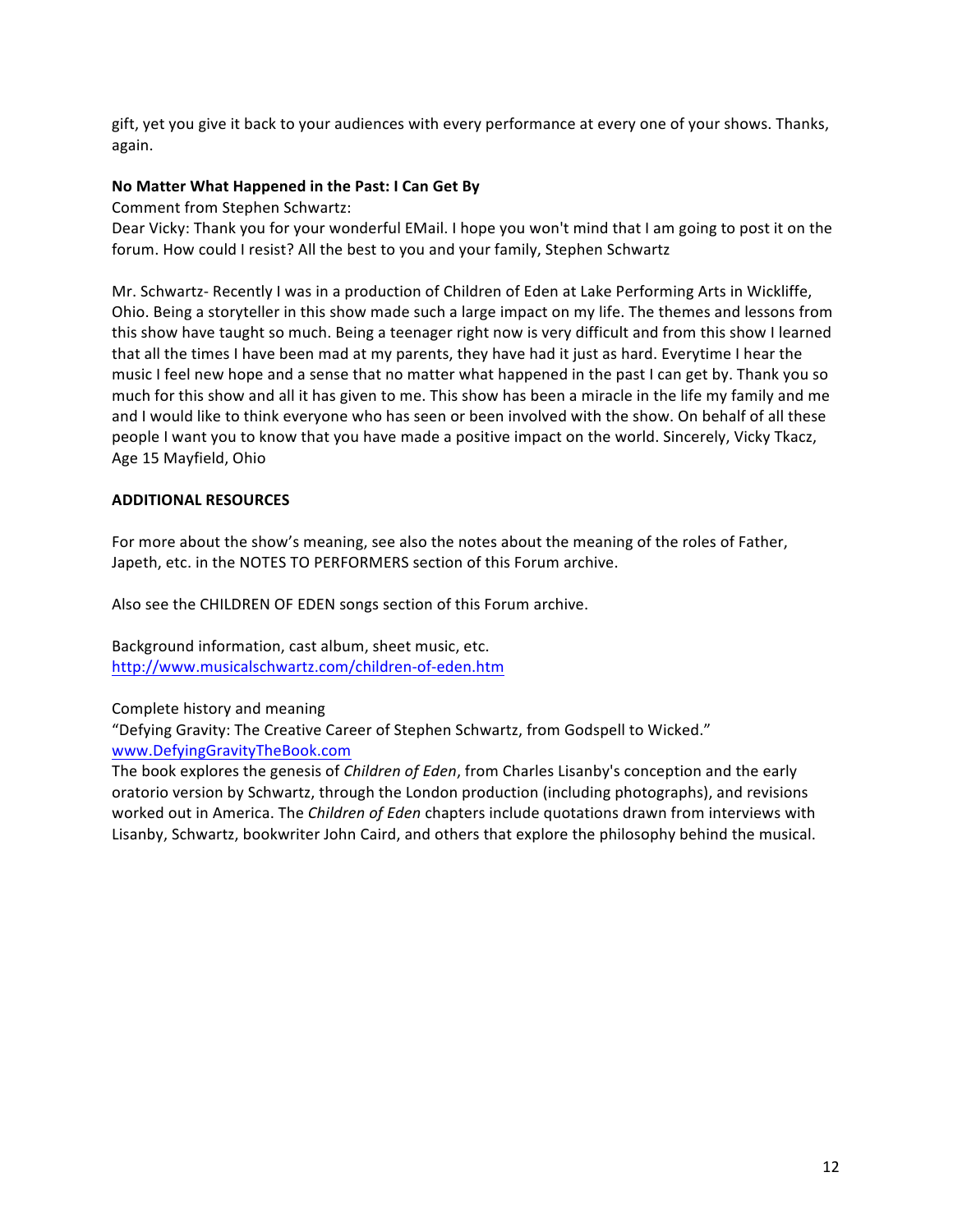gift, yet you give it back to your audiences with every performance at every one of your shows. Thanks, again.

**No Matter What Happened in the Past: I Can Get By**

Comment from Stephen Schwartz:

Dear Vicky: Thank you for your wonderful EMail. I hope you won't mind that I am going to post it on the forum. How could I resist? All the best to you and your family, Stephen Schwartz

Mr. Schwartz- Recently I was in a production of Children of Eden at Lake Performing Arts in Wickliffe, Ohio. Being a storyteller in this show made such a large impact on my life. The themes and lessons from this show have taught so much. Being a teenager right now is very difficult and from this show I learned that all the times I have been mad at my parents, they have had it just as hard. Everytime I hear the music I feel new hope and a sense that no matter what happened in the past I can get by. Thank you so much for this show and all it has given to me. This show has been a miracle in the life my family and me and I would like to think everyone who has seen or been involved with the show. On behalf of all these people I want you to know that you have made a positive impact on the world. Sincerely, Vicky Tkacz, Age 15 Mayfield, Ohio

**ADDITIONAL RESOURCES**

For more about the show's meaning, see also the notes about the meaning of the roles of Father, Japeth, etc. in the NOTES TO PERFORMERS section of this Forum archive.

Also see the CHILDREN OF EDEN songs section of this Forum archive.

Background information, cast album, sheet music, etc.
http://www.musicalschwartz.com/children-of-eden.htm

Complete history and meaning
"Defying Gravity: The Creative Career of Stephen Schwartz, from Godspell to Wicked."
www.DefyingGravityTheBook.com
The book explores the genesis of *Children of Eden*, from Charles Lisanby's conception and the early oratorio version by Schwartz, through the London production (including photographs), and revisions worked out in America. The *Children of Eden* chapters include quotations drawn from interviews with Lisanby, Schwartz, bookwriter John Caird, and others that explore the philosophy behind the musical.